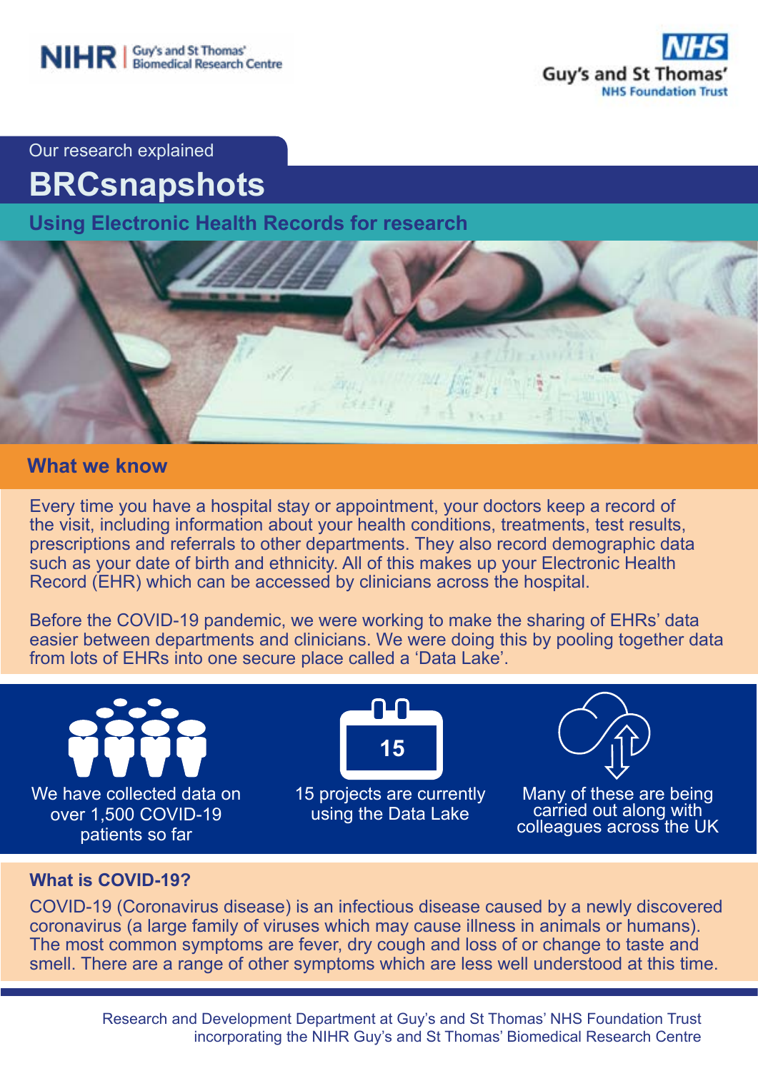NIHR | Guy's and St Thomas' Biomedical Research Centre

NHS Guy's and St Thomas' NHS Foundation Trust

Our research explained

# BRCsnapshots

## Using Electronic Health Records for research

## What we know

Every time you have a hospital stay or appointment, your doctors keep a record of the visit, including information about your health conditions, treatments, test results, prescriptions and referrals to other departments. They also record demographic data such as your date of birth and ethnicity. All of this makes up your Electronic Health Record (EHR) which can be accessed by clinicians across the hospital.

Before the COVID-19 pandemic, we were working to make the sharing of EHRs' data easier between departments and clinicians. We were doing this by pooling together data from lots of EHRs into one secure place called a 'Data Lake'.

We have collected data on over 1,500 COVID-19 patients so far

15 projects are currently using the Data Lake

Many of these are being carried out along with colleagues across the UK

### What is COVID-19?

COVID-19 (Coronavirus disease) is an infectious disease caused by a newly discovered coronavirus (a large family of viruses which may cause illness in animals or humans). The most common symptoms are fever, dry cough and loss of or change to taste and smell. There are a range of other symptoms which are less well understood at this time.

Research and Development Department at Guy's and St Thomas' NHS Foundation Trust incorporating the NIHR Guy's and St Thomas' Biomedical Research Centre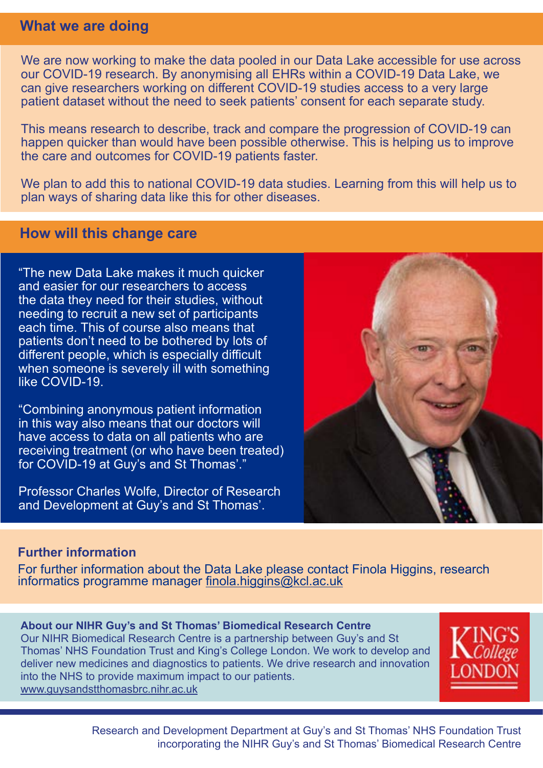## What we are doing

We are now working to make the data pooled in our Data Lake accessible for use across our COVID-19 research. By anonymising all EHRs within a COVID-19 Data Lake, we can give researchers working on different COVID-19 studies access to a very large patient dataset without the need to seek patients' consent for each separate study.

This means research to describe, track and compare the progression of COVID-19 can happen quicker than would have been possible otherwise. This is helping us to improve the care and outcomes for COVID-19 patients faster.

We plan to add this to national COVID-19 data studies. Learning from this will help us to plan ways of sharing data like this for other diseases.

## How will this change care

"The new Data Lake makes it much quicker and easier for our researchers to access the data they need for their studies, without needing to recruit a new set of participants each time. This of course also means that patients don't need to be bothered by lots of different people, which is especially difficult when someone is severely ill with something like COVID-19.

"Combining anonymous patient information in this way also means that our doctors will have access to data on all patients who are receiving treatment (or who have been treated) for COVID-19 at Guy's and St Thomas'."

Professor Charles Wolfe, Director of Research and Development at Guy's and St Thomas'.

### Further information

For further information about the Data Lake please contact Finola Higgins, research informatics programme manager finola.higgins@kcl.ac.uk

**About our NIHR Guy's and St Thomas' Biomedical Research Centre**
Our NIHR Biomedical Research Centre is a partnership between Guy's and St Thomas' NHS Foundation Trust and King's College London. We work to develop and deliver new medicines and diagnostics to patients. We drive research and innovation into the NHS to provide maximum impact to our patients.
www.guysandstthomasbrc.nihr.ac.uk

KING'S College LONDON

Research and Development Department at Guy's and St Thomas' NHS Foundation Trust incorporating the NIHR Guy's and St Thomas' Biomedical Research Centre